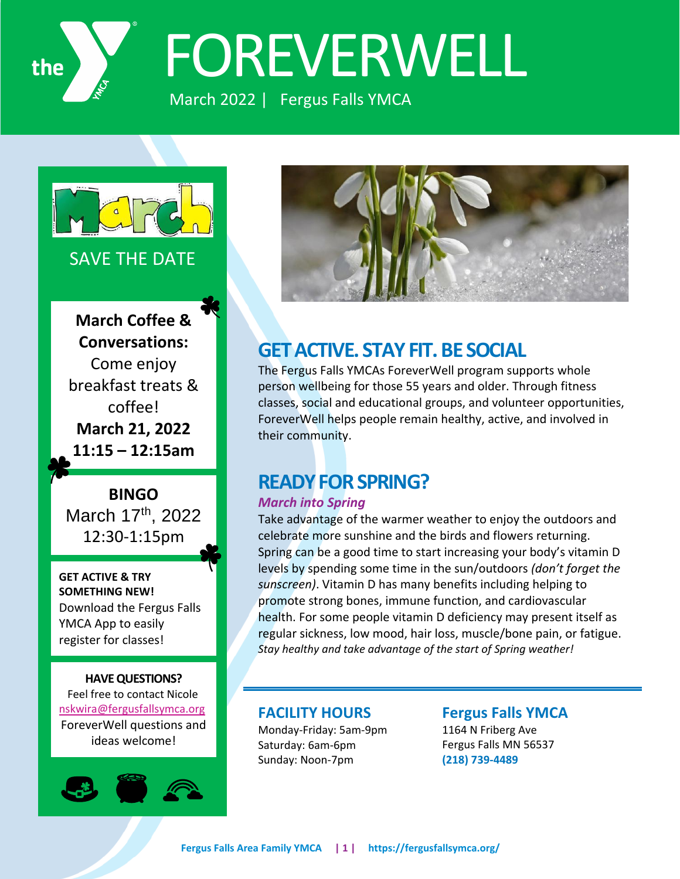# FOREVERWELL

March 2022 | Fergus Falls YMCA

March

SAVE THE DATE

**March Coffee & Conversations:** Come enjoy breakfast treats & coffee!
**March 21, 2022**
**11:15 – 12:15am**

**BINGO**
March 17th, 2022
12:30-1:15pm

**GET ACTIVE & TRY SOMETHING NEW!**
Download the Fergus Falls YMCA App to easily register for classes!

**HAVE QUESTIONS?**
Feel free to contact Nicole nskwira@fergusfallsymca.org
ForeverWell questions and ideas welcome!

## GET ACTIVE. STAY FIT. BE SOCIAL

The Fergus Falls YMCAs ForeverWell program supports whole person wellbeing for those 55 years and older. Through fitness classes, social and educational groups, and volunteer opportunities, ForeverWell helps people remain healthy, active, and involved in their community.

## READY FOR SPRING?

***March into Spring***

Take advantage of the warmer weather to enjoy the outdoors and celebrate more sunshine and the birds and flowers returning. Spring can be a good time to start increasing your body's vitamin D levels by spending some time in the sun/outdoors *(don't forget the sunscreen)*. Vitamin D has many benefits including helping to promote strong bones, immune function, and cardiovascular health. For some people vitamin D deficiency may present itself as regular sickness, low mood, hair loss, muscle/bone pain, or fatigue. *Stay healthy and take advantage of the start of Spring weather!*

### FACILITY HOURS

Monday-Friday: 5am-9pm
Saturday: 6am-6pm
Sunday: Noon-7pm

### Fergus Falls YMCA

1164 N Friberg Ave
Fergus Falls MN 56537
**(218) 739-4489**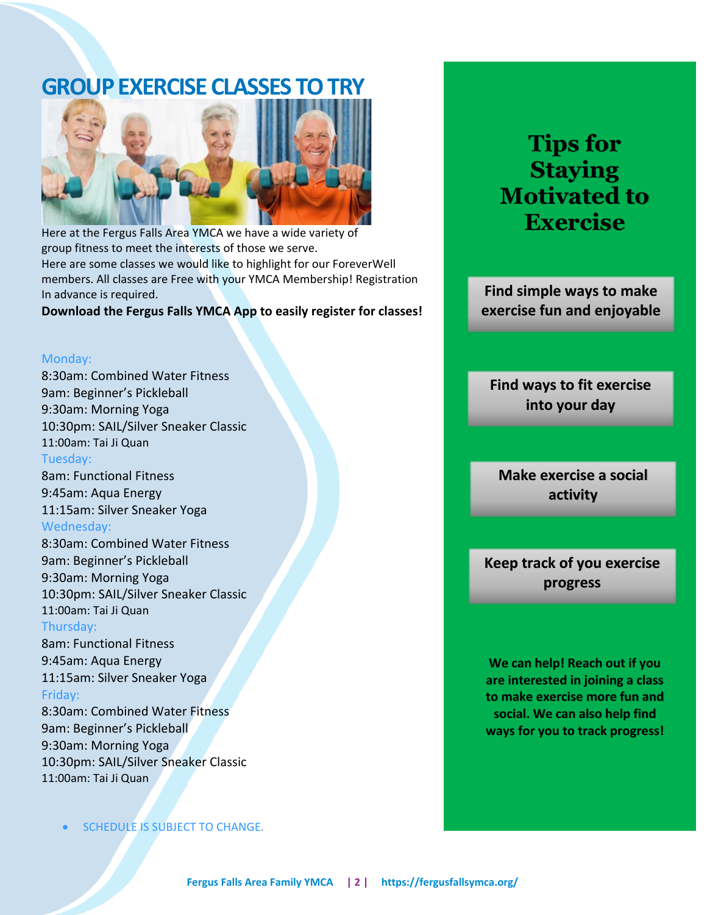# GROUP EXERCISE CLASSES TO TRY

Here at the Fergus Falls Area YMCA we have a wide variety of group fitness to meet the interests of those we serve.
Here are some classes we would like to highlight for our ForeverWell members. All classes are Free with your YMCA Membership! Registration In advance is required.
**Download the Fergus Falls YMCA App to easily register for classes!**

Monday:
8:30am: Combined Water Fitness
9am: Beginner's Pickleball
9:30am: Morning Yoga
10:30pm: SAIL/Silver Sneaker Classic
11:00am: Tai Ji Quan

Tuesday:
8am: Functional Fitness
9:45am: Aqua Energy
11:15am: Silver Sneaker Yoga

Wednesday:
8:30am: Combined Water Fitness
9am: Beginner's Pickleball
9:30am: Morning Yoga
10:30pm: SAIL/Silver Sneaker Classic
11:00am: Tai Ji Quan

Thursday:
8am: Functional Fitness
9:45am: Aqua Energy
11:15am: Silver Sneaker Yoga

Friday:
8:30am: Combined Water Fitness
9am: Beginner's Pickleball
9:30am: Morning Yoga
10:30pm: SAIL/Silver Sneaker Classic
11:00am: Tai Ji Quan

- SCHEDULE IS SUBJECT TO CHANGE.

## Tips for Staying Motivated to Exercise

**Find simple ways to make exercise fun and enjoyable**

**Find ways to fit exercise into your day**

**Make exercise a social activity**

**Keep track of you exercise progress**

**We can help! Reach out if you are interested in joining a class to make exercise more fun and social. We can also help find ways for you to track progress!**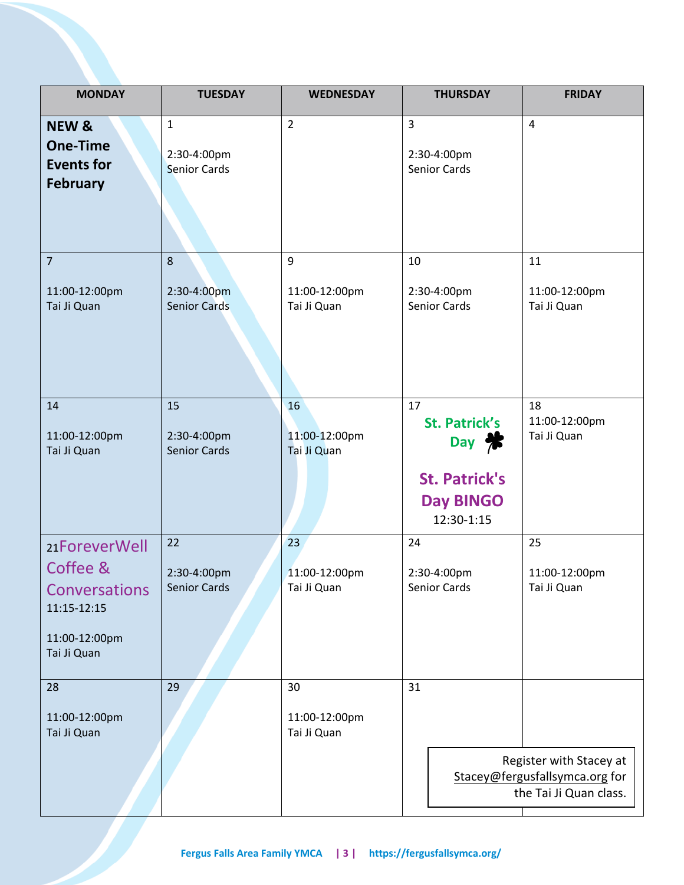| MONDAY | TUESDAY | WEDNESDAY | THURSDAY | FRIDAY |
|---|---|---|---|---|
| **NEW & One-Time Events for February** | 1<br><br>2:30-4:00pm<br>Senior Cards | 2 | 3<br><br>2:30-4:00pm<br>Senior Cards | 4 |
| 7<br><br>11:00-12:00pm<br>Tai Ji Quan | 8<br><br>2:30-4:00pm<br>Senior Cards | 9<br><br>11:00-12:00pm<br>Tai Ji Quan | 10<br><br>2:30-4:00pm<br>Senior Cards | 11<br><br>11:00-12:00pm<br>Tai Ji Quan |
| 14<br><br>11:00-12:00pm<br>Tai Ji Quan | 15<br><br>2:30-4:00pm<br>Senior Cards | 16<br><br>11:00-12:00pm<br>Tai Ji Quan | 17<br>**St. Patrick's Day**<br><br>**St. Patrick's Day BINGO**<br>12:30-1:15 | 18<br>11:00-12:00pm<br>Tai Ji Quan |
| 21 ForeverWell Coffee & Conversations<br>11:15-12:15<br><br>11:00-12:00pm<br>Tai Ji Quan | 22<br><br>2:30-4:00pm<br>Senior Cards | 23<br><br>11:00-12:00pm<br>Tai Ji Quan | 24<br><br>2:30-4:00pm<br>Senior Cards | 25<br><br>11:00-12:00pm<br>Tai Ji Quan |
| 28<br><br>11:00-12:00pm<br>Tai Ji Quan | 29 | 30<br><br>11:00-12:00pm<br>Tai Ji Quan | 31 | |

Register with Stacey at Stacey@fergusfallsymca.org for the Tai Ji Quan class.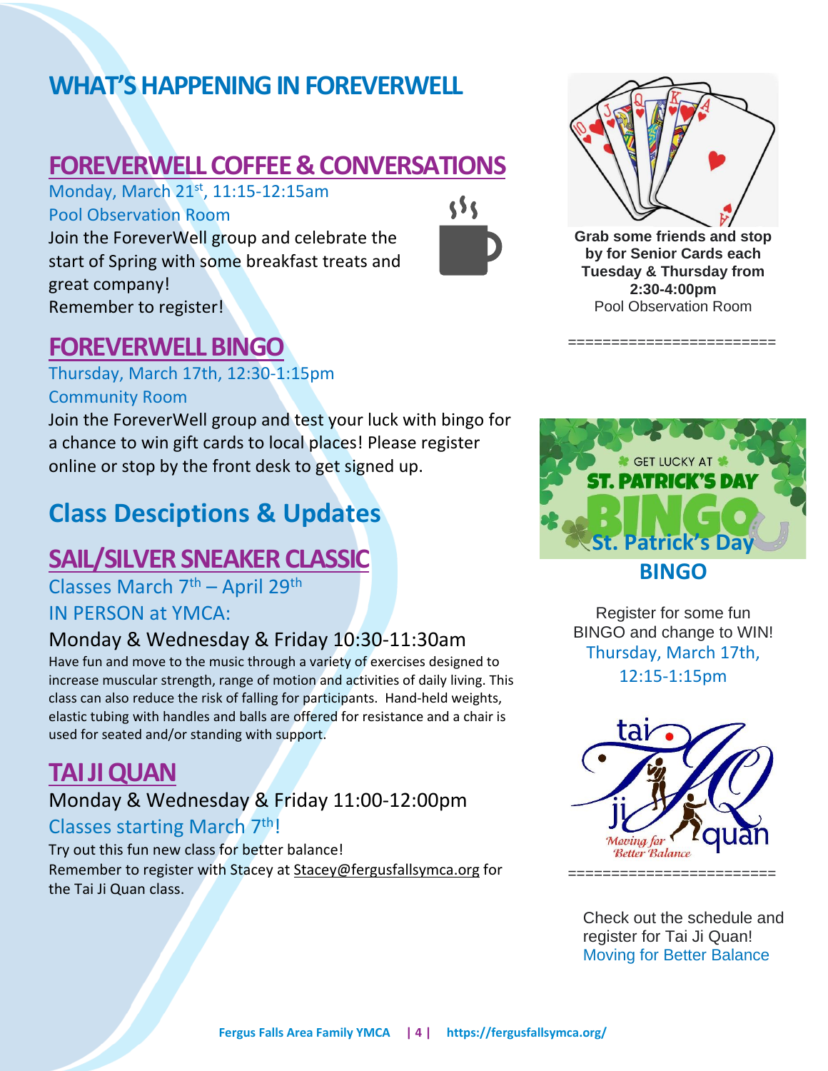# WHAT'S HAPPENING IN FOREVERWELL

## FOREVERWELL COFFEE & CONVERSATIONS

Monday, March 21st, 11:15-12:15am
Pool Observation Room

Join the ForeverWell group and celebrate the start of Spring with some breakfast treats and great company!
Remember to register!

## FOREVERWELL BINGO

Thursday, March 17th, 12:30-1:15pm
Community Room

Join the ForeverWell group and test your luck with bingo for a chance to win gift cards to local places! Please register online or stop by the front desk to get signed up.

# Class Desciptions & Updates

## SAIL/SILVER SNEAKER CLASSIC

Classes March 7th – April 29th
IN PERSON at YMCA:

Monday & Wednesday & Friday 10:30-11:30am

Have fun and move to the music through a variety of exercises designed to increase muscular strength, range of motion and activities of daily living. This class can also reduce the risk of falling for participants. Hand-held weights, elastic tubing with handles and balls are offered for resistance and a chair is used for seated and/or standing with support.

## TAI JI QUAN

Monday & Wednesday & Friday 11:00-12:00pm

Classes starting March 7th!

Try out this fun new class for better balance!
Remember to register with Stacey at Stacey@fergusfallsymca.org for the Tai Ji Quan class.

**Grab some friends and stop by for Senior Cards each Tuesday & Thursday from 2:30-4:00pm**
Pool Observation Room

========================

GET LUCKY AT ST. PATRICK'S DAY BINGO

**St. Patrick's Day BINGO**

Register for some fun BINGO and change to WIN!
Thursday, March 17th, 12:15-1:15pm

tai ji quan — Moving for Better Balance

========================

Check out the schedule and register for Tai Ji Quan!
Moving for Better Balance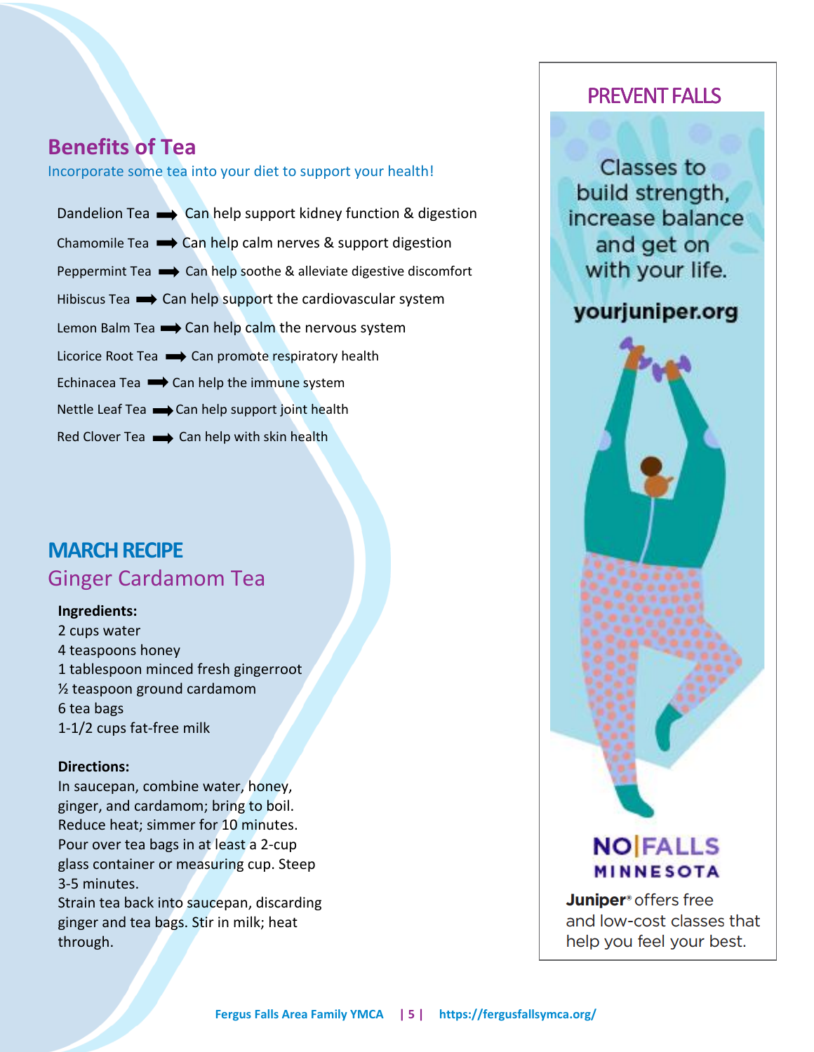## Benefits of Tea

Incorporate some tea into your diet to support your health!

- Dandelion Tea ➡ Can help support kidney function & digestion
- Chamomile Tea ➡ Can help calm nerves & support digestion
- Peppermint Tea ➡ Can help soothe & alleviate digestive discomfort
- Hibiscus Tea ➡ Can help support the cardiovascular system
- Lemon Balm Tea ➡ Can help calm the nervous system
- Licorice Root Tea ➡ Can promote respiratory health
- Echinacea Tea ➡ Can help the immune system
- Nettle Leaf Tea ➡ Can help support joint health
- Red Clover Tea ➡ Can help with skin health

## MARCH RECIPE

### Ginger Cardamom Tea

**Ingredients:**

2 cups water
4 teaspoons honey
1 tablespoon minced fresh gingerroot
½ teaspoon ground cardamom
6 tea bags
1-1/2 cups fat-free milk

**Directions:**

In saucepan, combine water, honey, ginger, and cardamom; bring to boil. Reduce heat; simmer for 10 minutes. Pour over tea bags in at least a 2-cup glass container or measuring cup. Steep 3-5 minutes.
Strain tea back into saucepan, discarding ginger and tea bags. Stir in milk; heat through.

## PREVENT FALLS

Classes to build strength, increase balance and get on with your life.

yourjuniper.org

NO|FALLS MINNESOTA

**Juniper**® offers free and low-cost classes that help you feel your best.